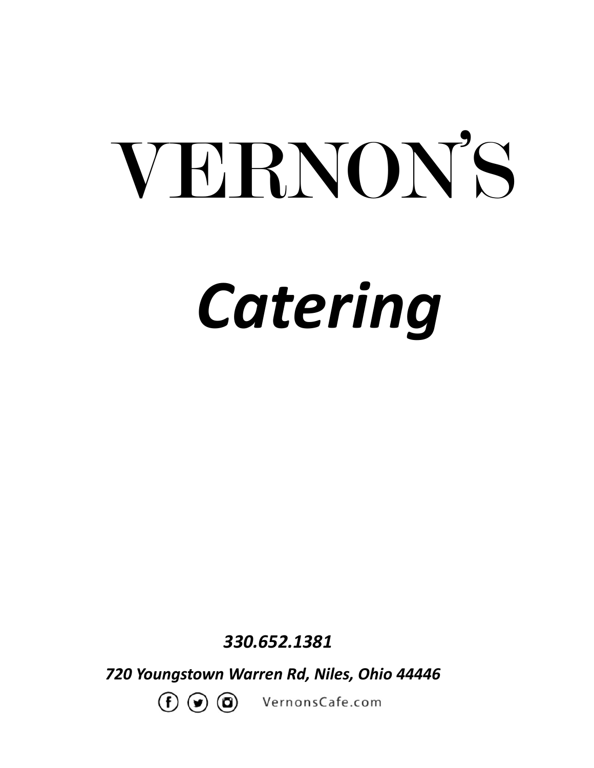# VERNON'S

# *Catering*

***330.652.1381***

***720 Youngstown Warren Rd, Niles, Ohio 44446***

VernonsCafe.com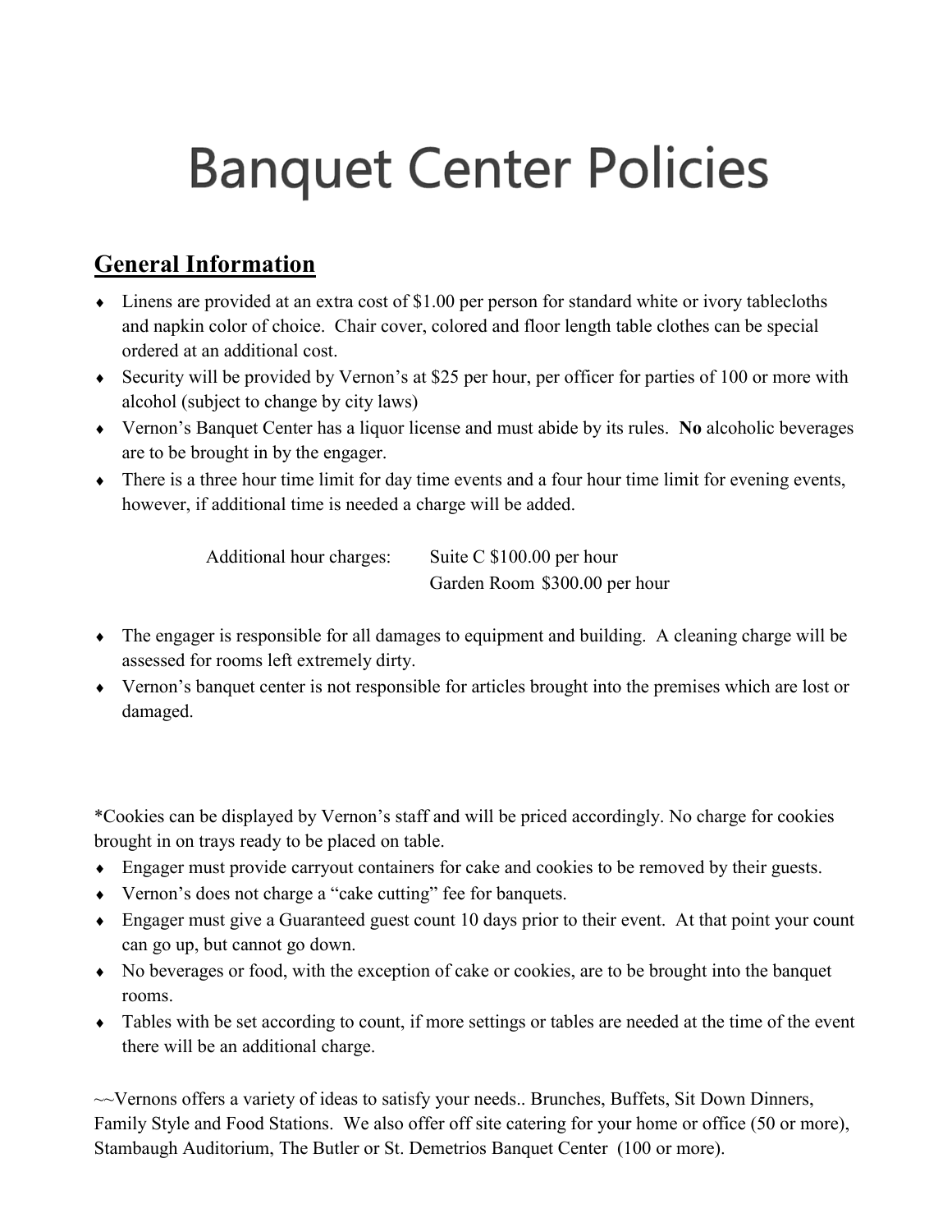# Banquet Center Policies

## General Information

- Linens are provided at an extra cost of $1.00 per person for standard white or ivory tablecloths and napkin color of choice. Chair cover, colored and floor length table clothes can be special ordered at an additional cost.
- Security will be provided by Vernon's at $25 per hour, per officer for parties of 100 or more with alcohol (subject to change by city laws)
- Vernon's Banquet Center has a liquor license and must abide by its rules. **No** alcoholic beverages are to be brought in by the engager.
- There is a three hour time limit for day time events and a four hour time limit for evening events, however, if additional time is needed a charge will be added.

  Additional hour charges: Suite C $100.00 per hour
  Garden Room $300.00 per hour

- The engager is responsible for all damages to equipment and building. A cleaning charge will be assessed for rooms left extremely dirty.
- Vernon's banquet center is not responsible for articles brought into the premises which are lost or damaged.

*Cookies can be displayed by Vernon's staff and will be priced accordingly. No charge for cookies brought in on trays ready to be placed on table.

- Engager must provide carryout containers for cake and cookies to be removed by their guests.
- Vernon's does not charge a "cake cutting" fee for banquets.
- Engager must give a Guaranteed guest count 10 days prior to their event. At that point your count can go up, but cannot go down.
- No beverages or food, with the exception of cake or cookies, are to be brought into the banquet rooms.
- Tables with be set according to count, if more settings or tables are needed at the time of the event there will be an additional charge.

~~Vernons offers a variety of ideas to satisfy your needs.. Brunches, Buffets, Sit Down Dinners, Family Style and Food Stations. We also offer off site catering for your home or office (50 or more), Stambaugh Auditorium, The Butler or St. Demetrios Banquet Center (100 or more).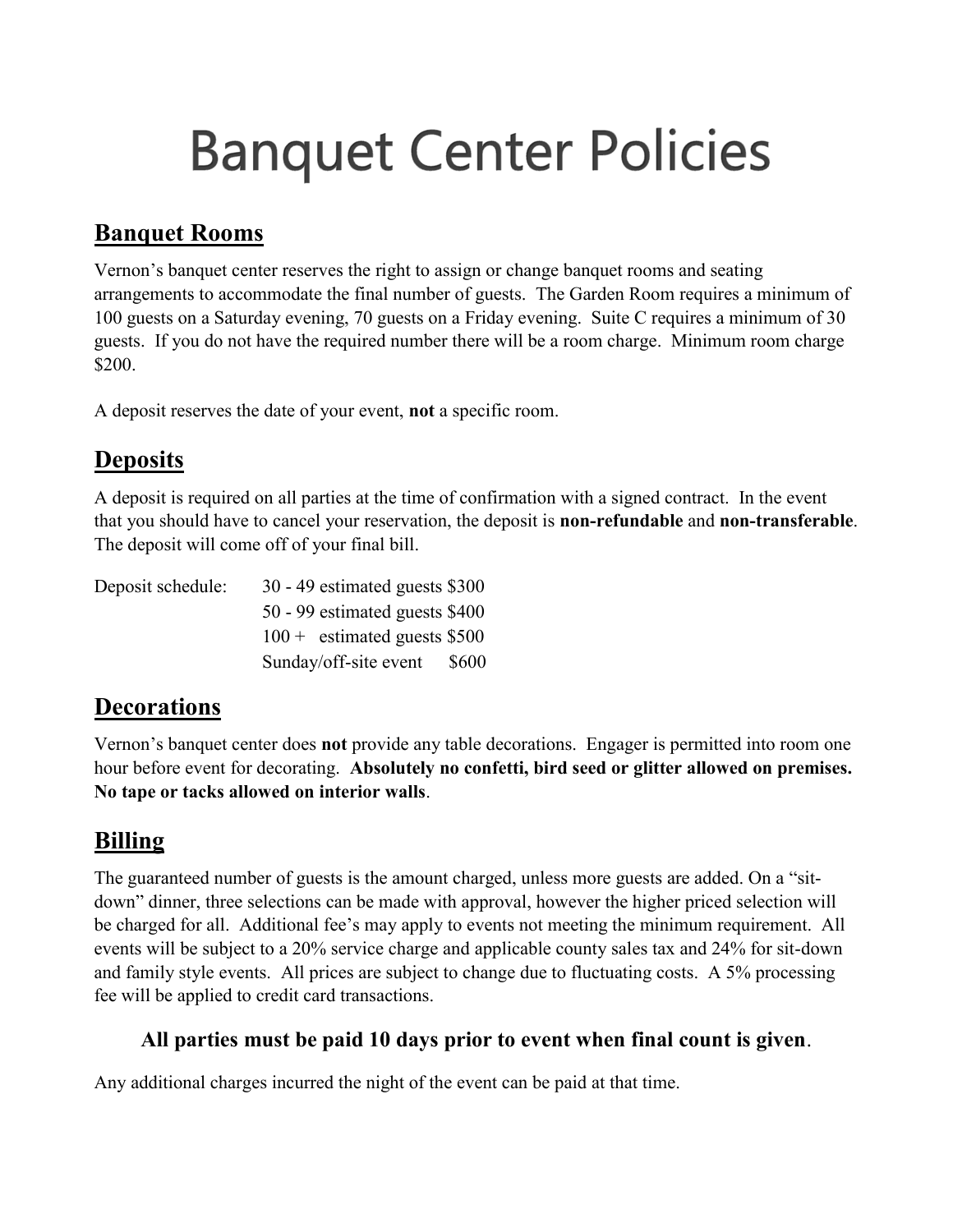# Banquet Center Policies

## Banquet Rooms

Vernon's banquet center reserves the right to assign or change banquet rooms and seating arrangements to accommodate the final number of guests. The Garden Room requires a minimum of 100 guests on a Saturday evening, 70 guests on a Friday evening. Suite C requires a minimum of 30 guests. If you do not have the required number there will be a room charge. Minimum room charge $200.

A deposit reserves the date of your event, **not** a specific room.

## Deposits

A deposit is required on all parties at the time of confirmation with a signed contract. In the event that you should have to cancel your reservation, the deposit is **non-refundable** and **non-transferable**. The deposit will come off of your final bill.

| Deposit schedule: | | |
|---|---|---|
| | 30 - 49 estimated guests | $300 |
| | 50 - 99 estimated guests | $400 |
| | 100 + estimated guests | $500 |
| | Sunday/off-site event | $600 |

## Decorations

Vernon's banquet center does **not** provide any table decorations. Engager is permitted into room one hour before event for decorating. **Absolutely no confetti, bird seed or glitter allowed on premises. No tape or tacks allowed on interior walls**.

## Billing

The guaranteed number of guests is the amount charged, unless more guests are added. On a "sit-down" dinner, three selections can be made with approval, however the higher priced selection will be charged for all. Additional fee's may apply to events not meeting the minimum requirement. All events will be subject to a 20% service charge and applicable county sales tax and 24% for sit-down and family style events. All prices are subject to change due to fluctuating costs. A 5% processing fee will be applied to credit card transactions.

**All parties must be paid 10 days prior to event when final count is given**.

Any additional charges incurred the night of the event can be paid at that time.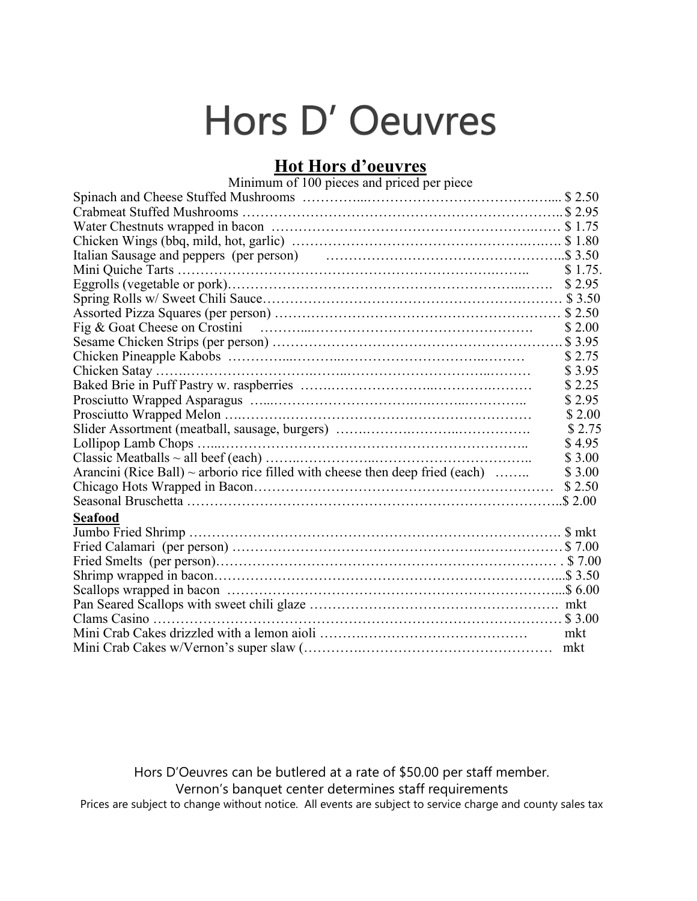# Hors D' Oeuvres

## Hot Hors d'oeuvres

Minimum of 100 pieces and priced per piece

| Item | Price |
|---|---|
| Spinach and Cheese Stuffed Mushrooms | $ 2.50 |
| Crabmeat Stuffed Mushrooms | $ 2.95 |
| Water Chestnuts wrapped in bacon | $ 1.75 |
| Chicken Wings (bbq, mild, hot, garlic) | $ 1.80 |
| Italian Sausage and peppers (per person) | $ 3.50 |
| Mini Quiche Tarts | $ 1.75. |
| Eggrolls (vegetable or pork) | $ 2.95 |
| Spring Rolls w/ Sweet Chili Sauce | $ 3.50 |
| Assorted Pizza Squares (per person) | $ 2.50 |
| Fig & Goat Cheese on Crostini | $ 2.00 |
| Sesame Chicken Strips (per person) | $ 3.95 |
| Chicken Pineapple Kabobs | $ 2.75 |
| Chicken Satay | $ 3.95 |
| Baked Brie in Puff Pastry w. raspberries | $ 2.25 |
| Prosciutto Wrapped Asparagus | $ 2.95 |
| Prosciutto Wrapped Melon | $ 2.00 |
| Slider Assortment (meatball, sausage, burgers) | $ 2.75 |
| Lollipop Lamb Chops | $ 4.95 |
| Classic Meatballs ~ all beef (each) | $ 3.00 |
| Arancini (Rice Ball) ~ arborio rice filled with cheese then deep fried (each) | $ 3.00 |
| Chicago Hots Wrapped in Bacon | $ 2.50 |
| Seasonal Bruschetta | $ 2.00 |

**Seafood**

| Item | Price |
|---|---|
| Jumbo Fried Shrimp | $ mkt |
| Fried Calamari (per person) | $ 7.00 |
| Fried Smelts (per person) | . $ 7.00 |
| Shrimp wrapped in bacon | $ 3.50 |
| Scallops wrapped in bacon | $ 6.00 |
| Pan Seared Scallops with sweet chili glaze | mkt |
| Clams Casino | $ 3.00 |
| Mini Crab Cakes drizzled with a lemon aioli | mkt |
| Mini Crab Cakes w/Vernon's super slaw ( | mkt |

Hors D'Oeuvres can be butlered at a rate of $50.00 per staff member.

Vernon's banquet center determines staff requirements

Prices are subject to change without notice. All events are subject to service charge and county sales tax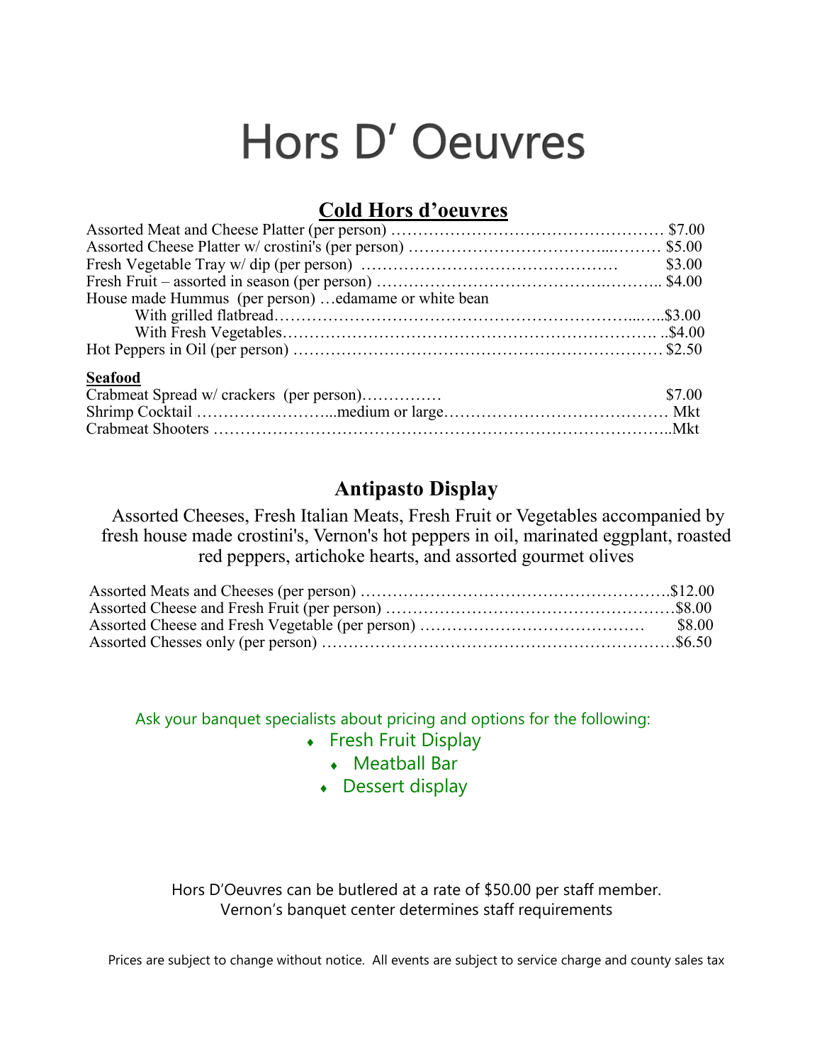# Hors D' Oeuvres

## Cold Hors d'oeuvres

Assorted Meat and Cheese Platter (per person) …………………………………………… $7.00
Assorted Cheese Platter w/ crostini's (per person) ……………………………...……… $5.00
Fresh Vegetable Tray w/ dip (per person) ………………………………………… $3.00
Fresh Fruit – assorted in season (per person) ……………………………….……….. $4.00
House made Hummus (per person) …edamame or white bean
With grilled flatbread……………………………………………………...…..$3.00
With Fresh Vegetables……………………………………………………… ..$4.00
Hot Peppers in Oil (per person) …………………………………………………… $2.50

**Seafood**

Crabmeat Spread w/ crackers (per person)…………… $7.00
Shrimp Cocktail ……………………...medium or large…………………………………… Mkt
Crabmeat Shooters …………………………………………………………………..Mkt

## Antipasto Display

Assorted Cheeses, Fresh Italian Meats, Fresh Fruit or Vegetables accompanied by fresh house made crostini's, Vernon's hot peppers in oil, marinated eggplant, roasted red peppers, artichoke hearts, and assorted gourmet olives

Assorted Meats and Cheeses (per person) ………………………………………………$12.00
Assorted Cheese and Fresh Fruit (per person) ………………………………………………$8.00
Assorted Cheese and Fresh Vegetable (per person) …………………………………… $8.00
Assorted Chesses only (per person) …………………………………………………………$6.50

Ask your banquet specialists about pricing and options for the following:

- Fresh Fruit Display
- Meatball Bar
- Dessert display

Hors D'Oeuvres can be butlered at a rate of $50.00 per staff member.
Vernon's banquet center determines staff requirements

Prices are subject to change without notice. All events are subject to service charge and county sales tax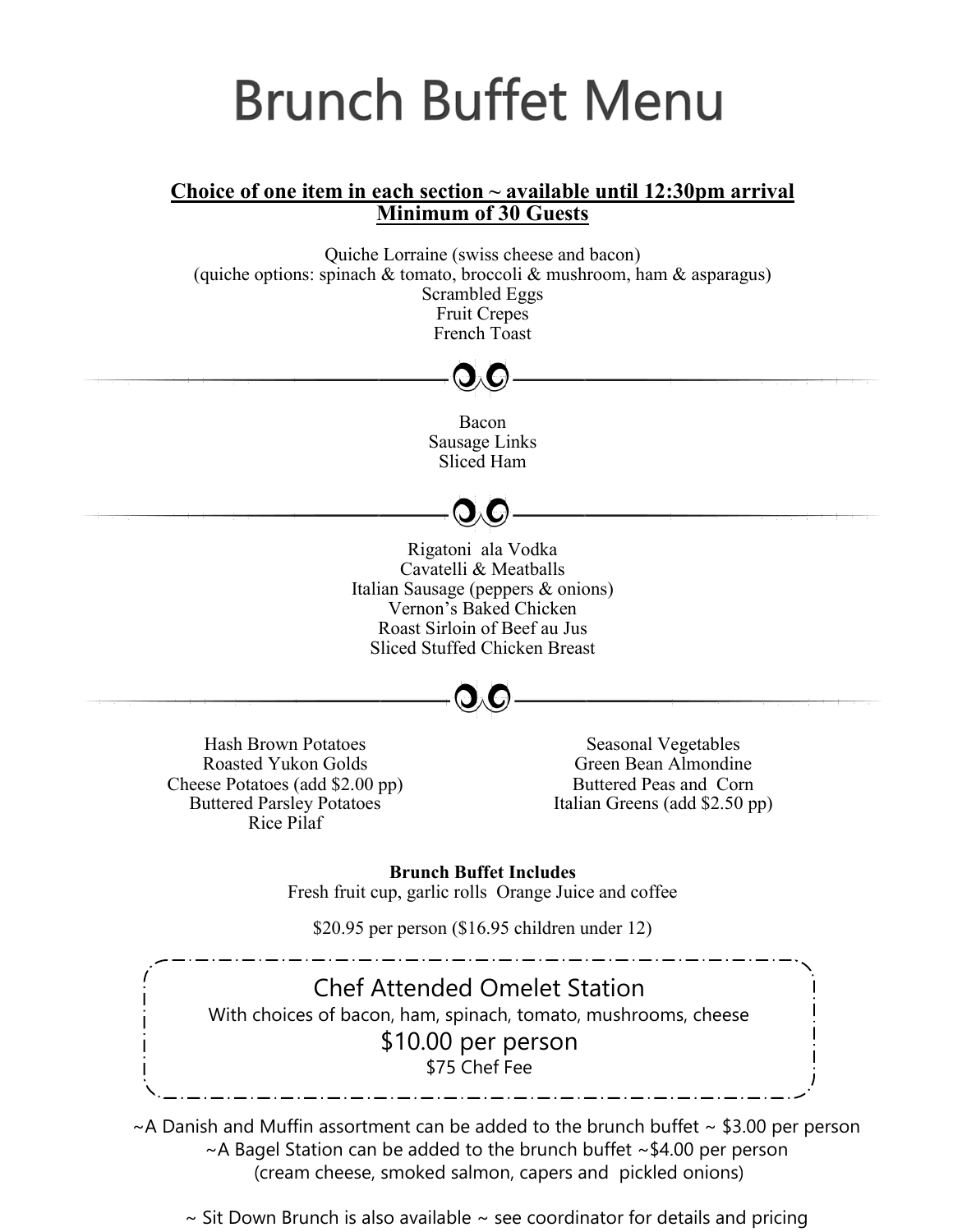# Brunch Buffet Menu

**Choice of one item in each section ~ available until 12:30pm arrival**
**Minimum of 30 Guests**

Quiche Lorraine (swiss cheese and bacon)
(quiche options: spinach & tomato, broccoli & mushroom, ham & asparagus)
Scrambled Eggs
Fruit Crepes
French Toast

---

Bacon
Sausage Links
Sliced Ham

---

Rigatoni ala Vodka
Cavatelli & Meatballs
Italian Sausage (peppers & onions)
Vernon's Baked Chicken
Roast Sirloin of Beef au Jus
Sliced Stuffed Chicken Breast

---

Hash Brown Potatoes
Roasted Yukon Golds
Cheese Potatoes (add $2.00 pp)
Buttered Parsley Potatoes
Rice Pilaf

Seasonal Vegetables
Green Bean Almondine
Buttered Peas and Corn
Italian Greens (add $2.50 pp)

**Brunch Buffet Includes**
Fresh fruit cup, garlic rolls Orange Juice and coffee

$20.95 per person ($16.95 children under 12)

## Chef Attended Omelet Station

With choices of bacon, ham, spinach, tomato, mushrooms, cheese
$10.00 per person
$75 Chef Fee

~A Danish and Muffin assortment can be added to the brunch buffet ~ $3.00 per person
~A Bagel Station can be added to the brunch buffet ~$4.00 per person
(cream cheese, smoked salmon, capers and pickled onions)

~ Sit Down Brunch is also available ~ see coordinator for details and pricing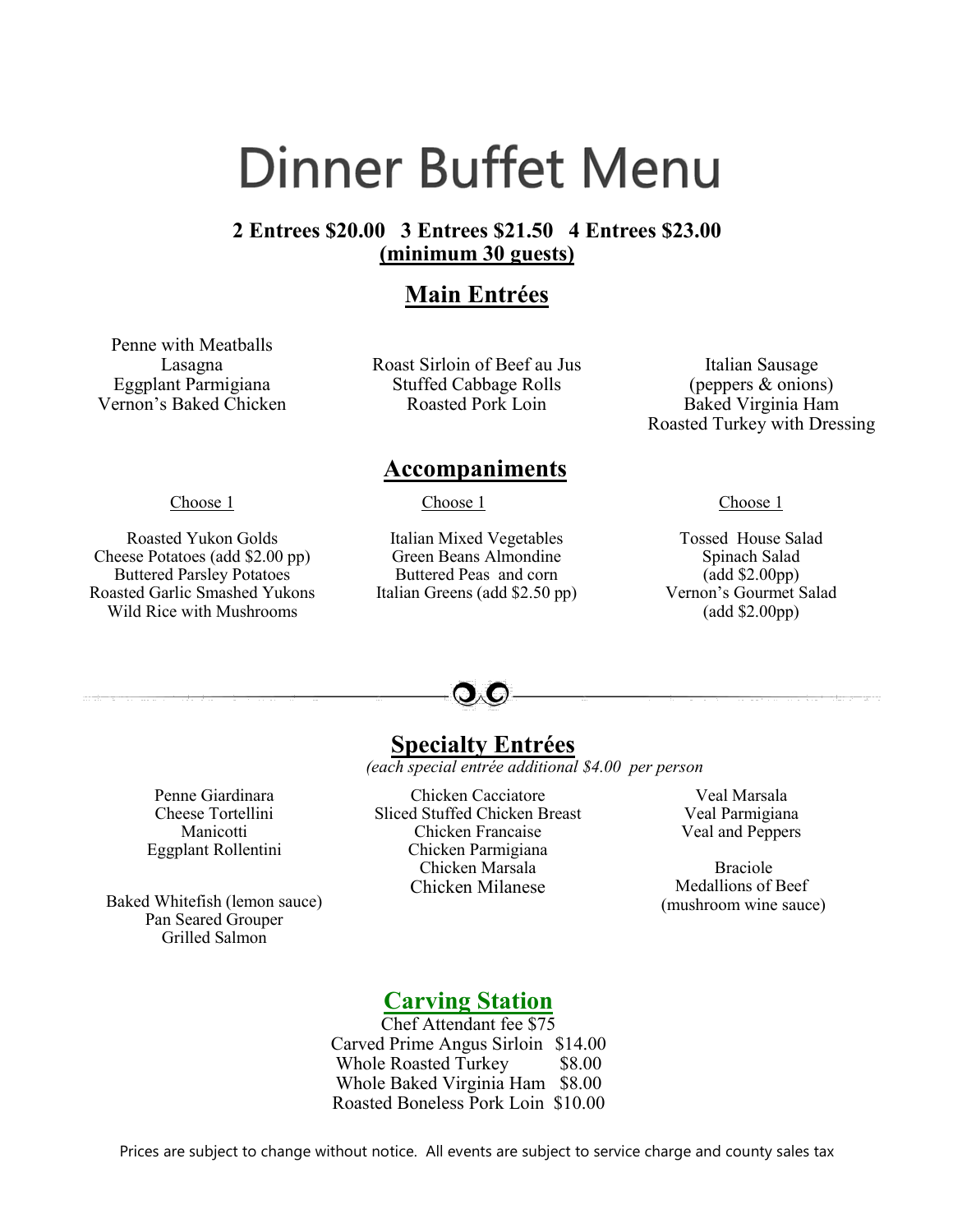# Dinner Buffet Menu

**2 Entrees $20.00 3 Entrees $21.50 4 Entrees $23.00**
**(minimum 30 guests)**

## Main Entrées

Penne with Meatballs
Lasagna
Eggplant Parmigiana
Vernon's Baked Chicken

Roast Sirloin of Beef au Jus
Stuffed Cabbage Rolls
Roasted Pork Loin

Italian Sausage
(peppers & onions)
Baked Virginia Ham
Roasted Turkey with Dressing

## Accompaniments

Choose 1

Roasted Yukon Golds
Cheese Potatoes (add $2.00 pp)
Buttered Parsley Potatoes
Roasted Garlic Smashed Yukons
Wild Rice with Mushrooms

Choose 1

Italian Mixed Vegetables
Green Beans Almondine
Buttered Peas and corn
Italian Greens (add $2.50 pp)

Choose 1

Tossed House Salad
Spinach Salad
(add $2.00pp)
Vernon's Gourmet Salad
(add $2.00pp)

## Specialty Entrées

*(each special entrée additional $4.00 per person*

Penne Giardinara
Cheese Tortellini
Manicotti
Eggplant Rollentini

Baked Whitefish (lemon sauce)
Pan Seared Grouper
Grilled Salmon

Chicken Cacciatore
Sliced Stuffed Chicken Breast
Chicken Francaise
Chicken Parmigiana
Chicken Marsala
Chicken Milanese

Veal Marsala
Veal Parmigiana
Veal and Peppers

Braciole
Medallions of Beef
(mushroom wine sauce)

## Carving Station

Chef Attendant fee $75

Carved Prime Angus Sirloin $14.00
Whole Roasted Turkey $8.00
Whole Baked Virginia Ham $8.00
Roasted Boneless Pork Loin $10.00

Prices are subject to change without notice. All events are subject to service charge and county sales tax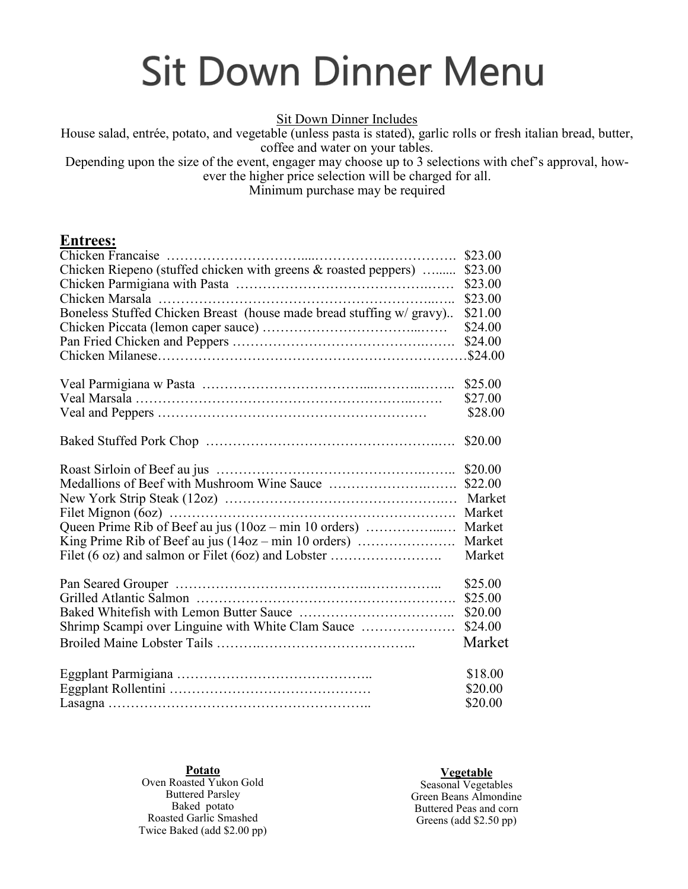# Sit Down Dinner Menu

Sit Down Dinner Includes

House salad, entrée, potato, and vegetable (unless pasta is stated), garlic rolls or fresh italian bread, butter, coffee and water on your tables.

Depending upon the size of the event, engager may choose up to 3 selections with chef's approval, however the higher price selection will be charged for all.

Minimum purchase may be required

## Entrees:

| Entree | Price |
|---|---|
| Chicken Francaise | $23.00 |
| Chicken Riepeno (stuffed chicken with greens & roasted peppers) | $23.00 |
| Chicken Parmigiana with Pasta | $23.00 |
| Chicken Marsala | $23.00 |
| Boneless Stuffed Chicken Breast (house made bread stuffing w/ gravy) | $21.00 |
| Chicken Piccata (lemon caper sauce) | $24.00 |
| Pan Fried Chicken and Peppers | $24.00 |
| Chicken Milanese | $24.00 |
| | |
| Veal Parmigiana w Pasta | $25.00 |
| Veal Marsala | $27.00 |
| Veal and Peppers | $28.00 |
| | |
| Baked Stuffed Pork Chop | $20.00 |
| | |
| Roast Sirloin of Beef au jus | $20.00 |
| Medallions of Beef with Mushroom Wine Sauce | $22.00 |
| New York Strip Steak (12oz) | Market |
| Filet Mignon (6oz) | Market |
| Queen Prime Rib of Beef au jus (10oz – min 10 orders) | Market |
| King Prime Rib of Beef au jus (14oz – min 10 orders) | Market |
| Filet (6 oz) and salmon or Filet (6oz) and Lobster | Market |
| | |
| Pan Seared Grouper | $25.00 |
| Grilled Atlantic Salmon | $25.00 |
| Baked Whitefish with Lemon Butter Sauce | $20.00 |
| Shrimp Scampi over Linguine with White Clam Sauce | $24.00 |
| Broiled Maine Lobster Tails | Market |
| | |
| Eggplant Parmigiana | $18.00 |
| Eggplant Rollentini | $20.00 |
| Lasagna | $20.00 |

**Potato**

- Oven Roasted Yukon Gold
- Buttered Parsley
- Baked potato
- Roasted Garlic Smashed
- Twice Baked (add $2.00 pp)

**Vegetable**

- Seasonal Vegetables
- Green Beans Almondine
- Buttered Peas and corn
- Greens (add $2.50 pp)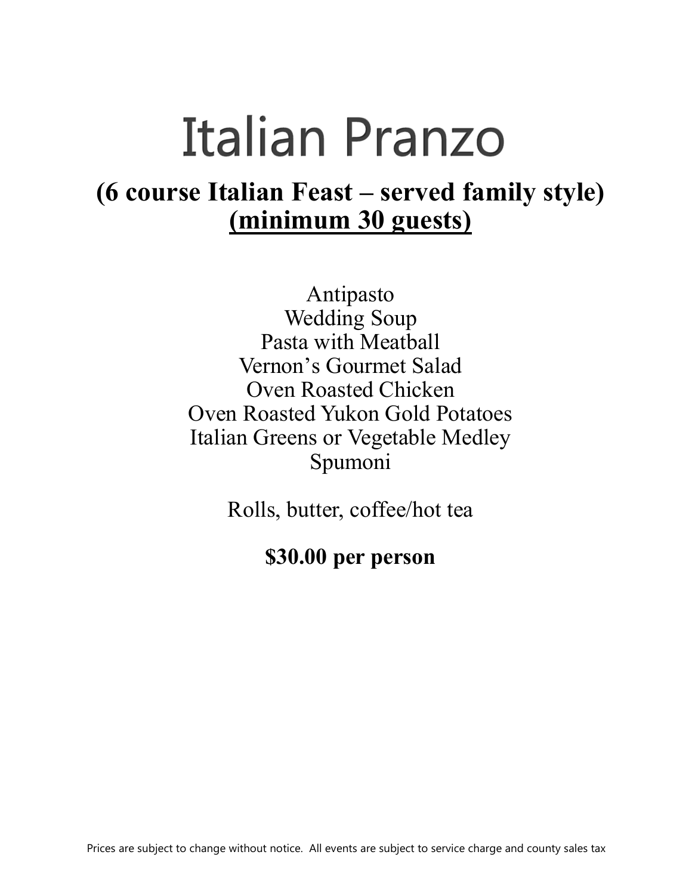# Italian Pranzo

## (6 course Italian Feast – served family style)
## (minimum 30 guests)

Antipasto
Wedding Soup
Pasta with Meatball
Vernon's Gourmet Salad
Oven Roasted Chicken
Oven Roasted Yukon Gold Potatoes
Italian Greens or Vegetable Medley
Spumoni

Rolls, butter, coffee/hot tea

**$30.00 per person**

Prices are subject to change without notice. All events are subject to service charge and county sales tax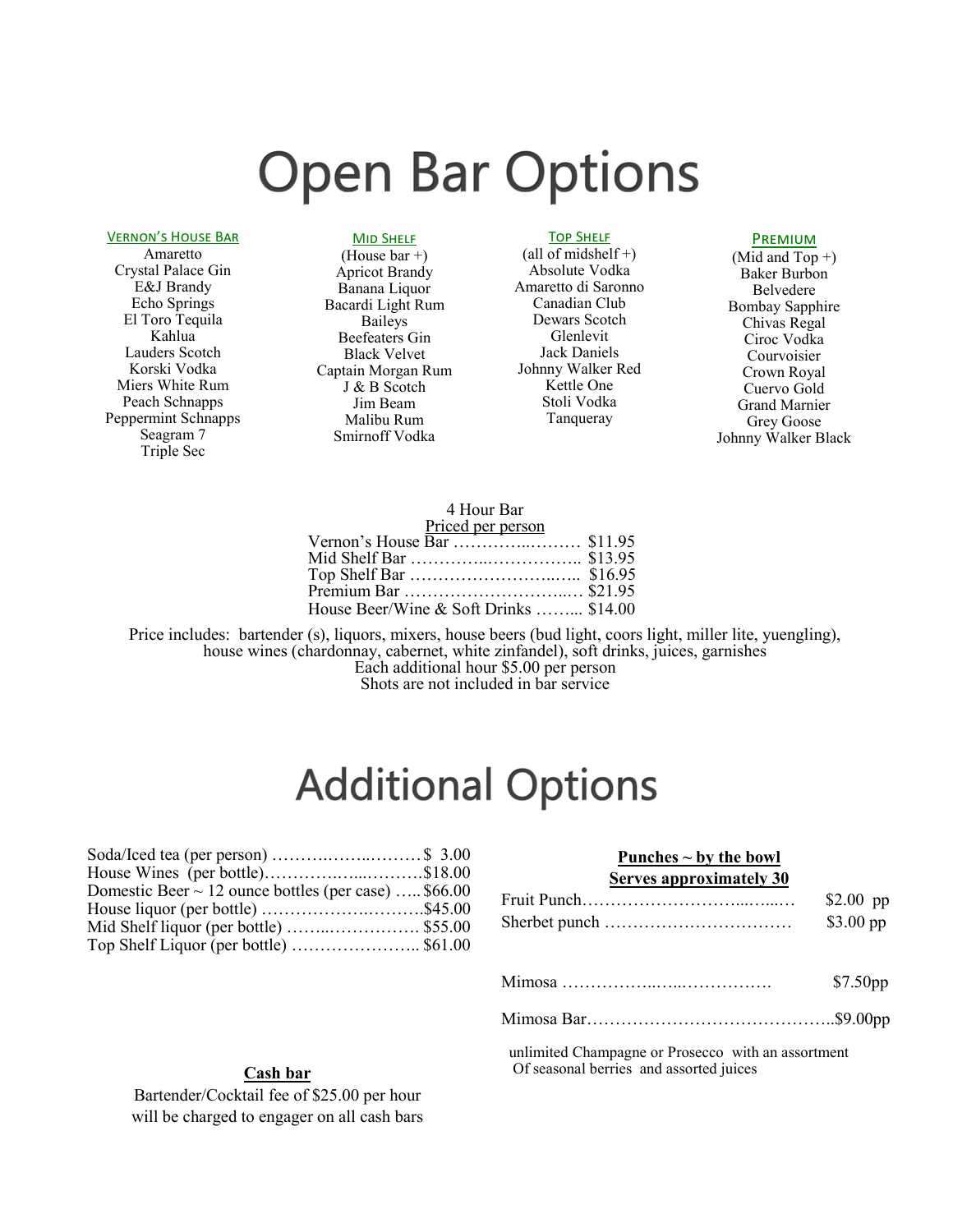# Open Bar Options

| Vernon's House Bar | Mid Shelf | Top Shelf | Premium |
|---|---|---|---|
| Amaretto | (House bar +) | (all of midshelf +) | (Mid and Top +) |
| Crystal Palace Gin | Apricot Brandy | Absolute Vodka | Baker Burbon |
| E&J Brandy | Banana Liquor | Amaretto di Saronno | Belvedere |
| Echo Springs | Bacardi Light Rum | Canadian Club | Bombay Sapphire |
| El Toro Tequila | Baileys | Dewars Scotch | Chivas Regal |
| Kahlua | Beefeaters Gin | Glenlevit | Ciroc Vodka |
| Lauders Scotch | Black Velvet | Jack Daniels | Courvoisier |
| Korski Vodka | Captain Morgan Rum | Johnny Walker Red | Crown Royal |
| Miers White Rum | J & B Scotch | Kettle One | Cuervo Gold |
| Peach Schnapps | Jim Beam | Stoli Vodka | Grand Marnier |
| Peppermint Schnapps | Malibu Rum | Tanqueray | Grey Goose |
| Seagram 7 | Smirnoff Vodka | | Johnny Walker Black |
| Triple Sec | | | |

4 Hour Bar

Priced per person

Vernon's House Bar ………….……… $11.95
Mid Shelf Bar …………..…………….. $13.95
Top Shelf Bar …………………….….. $16.95
Premium Bar ………………………..… $21.95
House Beer/Wine & Soft Drinks ……... $14.00

Price includes: bartender (s), liquors, mixers, house beers (bud light, coors light, miller lite, yuengling), house wines (chardonnay, cabernet, white zinfandel), soft drinks, juices, garnishes
Each additional hour $5.00 per person
Shots are not included in bar service

# Additional Options

Soda/Iced tea (per person) ……….……..………$ 3.00
House Wines (per bottle)…………..…...……….$18.00
Domestic Beer ~ 12 ounce bottles (per case) ….. $66.00
House liquor (per bottle) …………….….……….$45.00
Mid Shelf liquor (per bottle) ……...……………. $55.00
Top Shelf Liquor (per bottle) ………………….. $61.00

**Punches ~ by the bowl**
**Serves approximately 30**

Fruit Punch…………………………...…...… $2.00 pp
Sherbet punch …………………………… $3.00 pp

Mimosa ……………..…..……………. $7.50pp

Mimosa Bar……………………………………..$9.00pp

unlimited Champagne or Prosecco with an assortment Of seasonal berries and assorted juices

**Cash bar**

Bartender/Cocktail fee of $25.00 per hour will be charged to engager on all cash bars